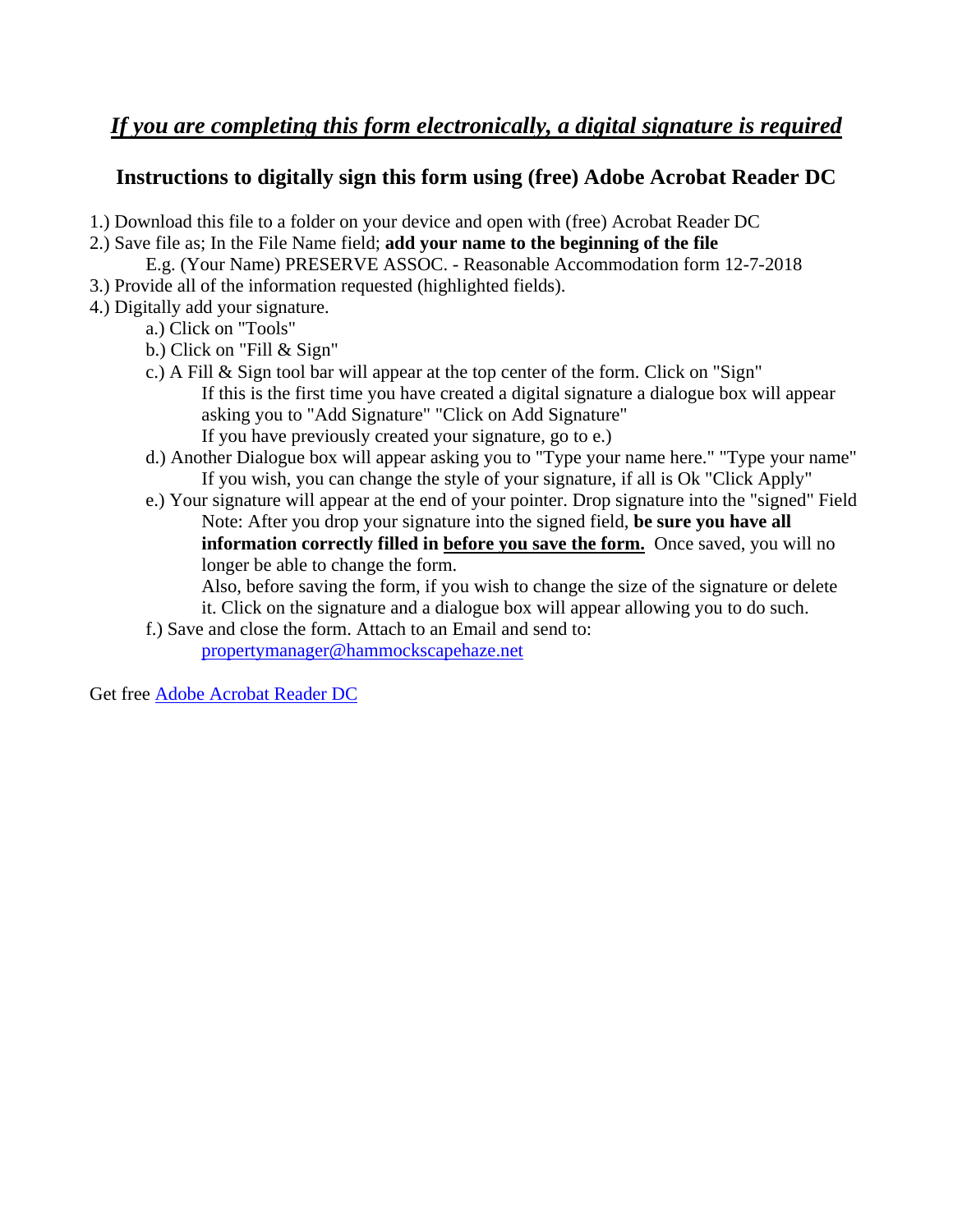# ***If you are completing this form electronically, a digital signature is required***

## Instructions to digitally sign this form using (free) Adobe Acrobat Reader DC

1.) Download this file to a folder on your device and open with (free) Acrobat Reader DC

2.) Save file as; In the File Name field; **add your name to the beginning of the file**

   E.g. (Your Name) PRESERVE ASSOC. - Reasonable Accommodation form 12-7-2018

3.) Provide all of the information requested (highlighted fields).

4.) Digitally add your signature.

   a.) Click on "Tools"

   b.) Click on "Fill & Sign"

   c.) A Fill & Sign tool bar will appear at the top center of the form. Click on "Sign"
      If this is the first time you have created a digital signature a dialogue box will appear asking you to "Add Signature" "Click on Add Signature"
      If you have previously created your signature, go to e.)

   d.) Another Dialogue box will appear asking you to "Type your name here." "Type your name"
      If you wish, you can change the style of your signature, if all is Ok "Click Apply"

   e.) Your signature will appear at the end of your pointer. Drop signature into the "signed" Field
      Note: After you drop your signature into the signed field, **be sure you have all information correctly filled in <u>before you save the form.</u>** Once saved, you will no longer be able to change the form.
      Also, before saving the form, if you wish to change the size of the signature or delete it. Click on the signature and a dialogue box will appear allowing you to do such.

   f.) Save and close the form. Attach to an Email and send to:
      propertymanager@hammockscapehaze.net

Get free Adobe Acrobat Reader DC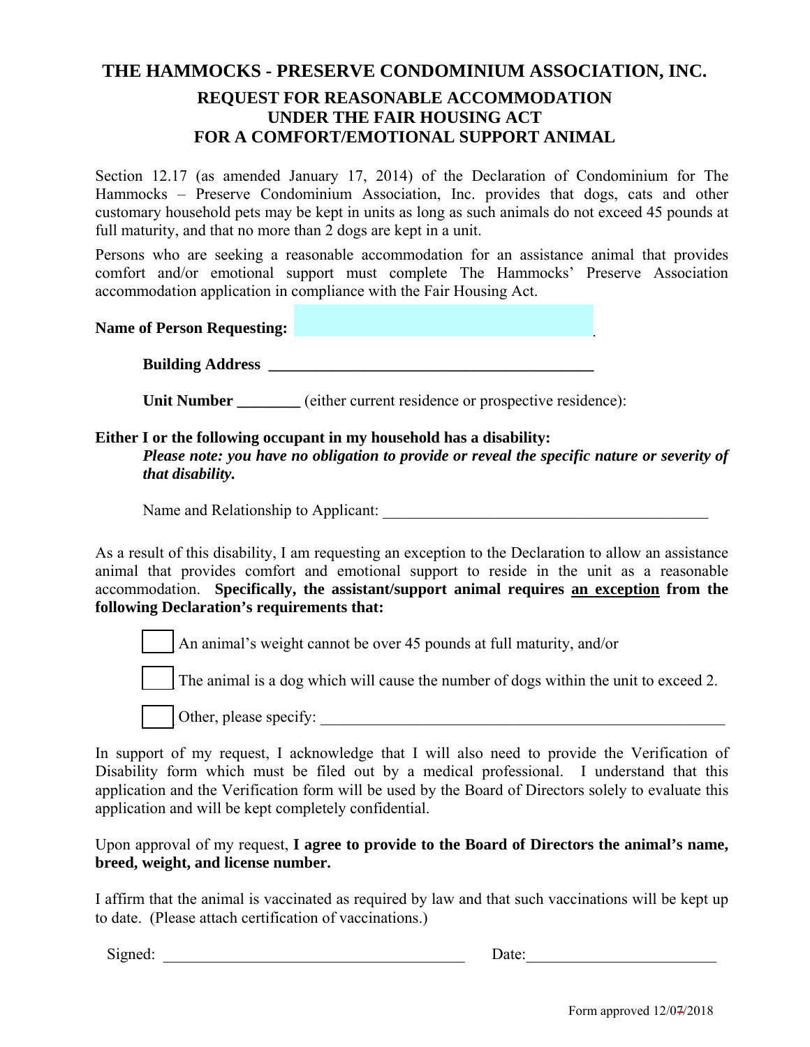# THE HAMMOCKS - PRESERVE CONDOMINIUM ASSOCIATION, INC.

## REQUEST FOR REASONABLE ACCOMMODATION UNDER THE FAIR HOUSING ACT FOR A COMFORT/EMOTIONAL SUPPORT ANIMAL

Section 12.17 (as amended January 17, 2014) of the Declaration of Condominium for The Hammocks – Preserve Condominium Association, Inc. provides that dogs, cats and other customary household pets may be kept in units as long as such animals do not exceed 45 pounds at full maturity, and that no more than 2 dogs are kept in a unit.

Persons who are seeking a reasonable accommodation for an assistance animal that provides comfort and/or emotional support must complete The Hammocks' Preserve Association accommodation application in compliance with the Fair Housing Act.

**Name of Person Requesting:** ____________________________________

**Building Address** ____________________________________________

**Unit Number** ________ (either current residence or prospective residence):

**Either I or the following occupant in my household has a disability:**
***Please note: you have no obligation to provide or reveal the specific nature or severity of that disability.***

Name and Relationship to Applicant: ____________________________________________

As a result of this disability, I am requesting an exception to the Declaration to allow an assistance animal that provides comfort and emotional support to reside in the unit as a reasonable accommodation. **Specifically, the assistant/support animal requires <u>an exception</u> from the following Declaration's requirements that:**

- [ ] An animal's weight cannot be over 45 pounds at full maturity, and/or
- [ ] The animal is a dog which will cause the number of dogs within the unit to exceed 2.
- [ ] Other, please specify: ____________________________________________________

In support of my request, I acknowledge that I will also need to provide the Verification of Disability form which must be filed out by a medical professional. I understand that this application and the Verification form will be used by the Board of Directors solely to evaluate this application and will be kept completely confidential.

Upon approval of my request, **I agree to provide to the Board of Directors the animal's name, breed, weight, and license number.**

I affirm that the animal is vaccinated as required by law and that such vaccinations will be kept up to date. (Please attach certification of vaccinations.)

Signed: ______________________________________ Date: ________________________

Form approved 12/07/2018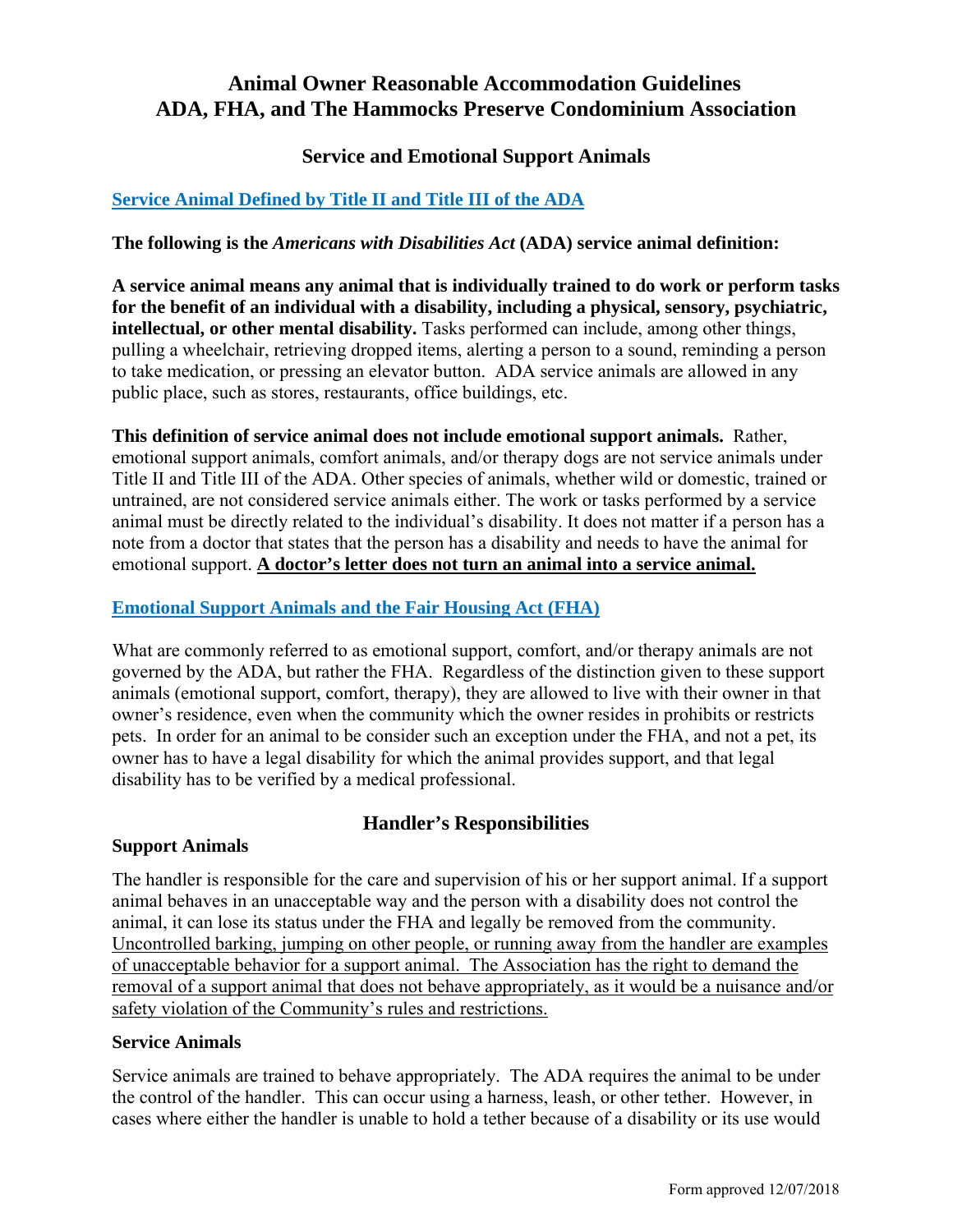# Animal Owner Reasonable Accommodation Guidelines ADA, FHA, and The Hammocks Preserve Condominium Association

## Service and Emotional Support Animals

### Service Animal Defined by Title II and Title III of the ADA

**The following is the *Americans with Disabilities Act* (ADA) service animal definition:**

**A service animal means any animal that is individually trained to do work or perform tasks for the benefit of an individual with a disability, including a physical, sensory, psychiatric, intellectual, or other mental disability.** Tasks performed can include, among other things, pulling a wheelchair, retrieving dropped items, alerting a person to a sound, reminding a person to take medication, or pressing an elevator button. ADA service animals are allowed in any public place, such as stores, restaurants, office buildings, etc.

**This definition of service animal does not include emotional support animals.** Rather, emotional support animals, comfort animals, and/or therapy dogs are not service animals under Title II and Title III of the ADA. Other species of animals, whether wild or domestic, trained or untrained, are not considered service animals either. The work or tasks performed by a service animal must be directly related to the individual's disability. It does not matter if a person has a note from a doctor that states that the person has a disability and needs to have the animal for emotional support. **<u>A doctor's letter does not turn an animal into a service animal.</u>**

### Emotional Support Animals and the Fair Housing Act (FHA)

What are commonly referred to as emotional support, comfort, and/or therapy animals are not governed by the ADA, but rather the FHA. Regardless of the distinction given to these support animals (emotional support, comfort, therapy), they are allowed to live with their owner in that owner's residence, even when the community which the owner resides in prohibits or restricts pets. In order for an animal to be consider such an exception under the FHA, and not a pet, its owner has to have a legal disability for which the animal provides support, and that legal disability has to be verified by a medical professional.

## Handler's Responsibilities

**Support Animals**

The handler is responsible for the care and supervision of his or her support animal. If a support animal behaves in an unacceptable way and the person with a disability does not control the animal, it can lose its status under the FHA and legally be removed from the community. <u>Uncontrolled barking, jumping on other people, or running away from the handler are examples of unacceptable behavior for a support animal. The Association has the right to demand the removal of a support animal that does not behave appropriately, as it would be a nuisance and/or safety violation of the Community's rules and restrictions.</u>

**Service Animals**

Service animals are trained to behave appropriately. The ADA requires the animal to be under the control of the handler. This can occur using a harness, leash, or other tether. However, in cases where either the handler is unable to hold a tether because of a disability or its use would

Form approved 12/07/2018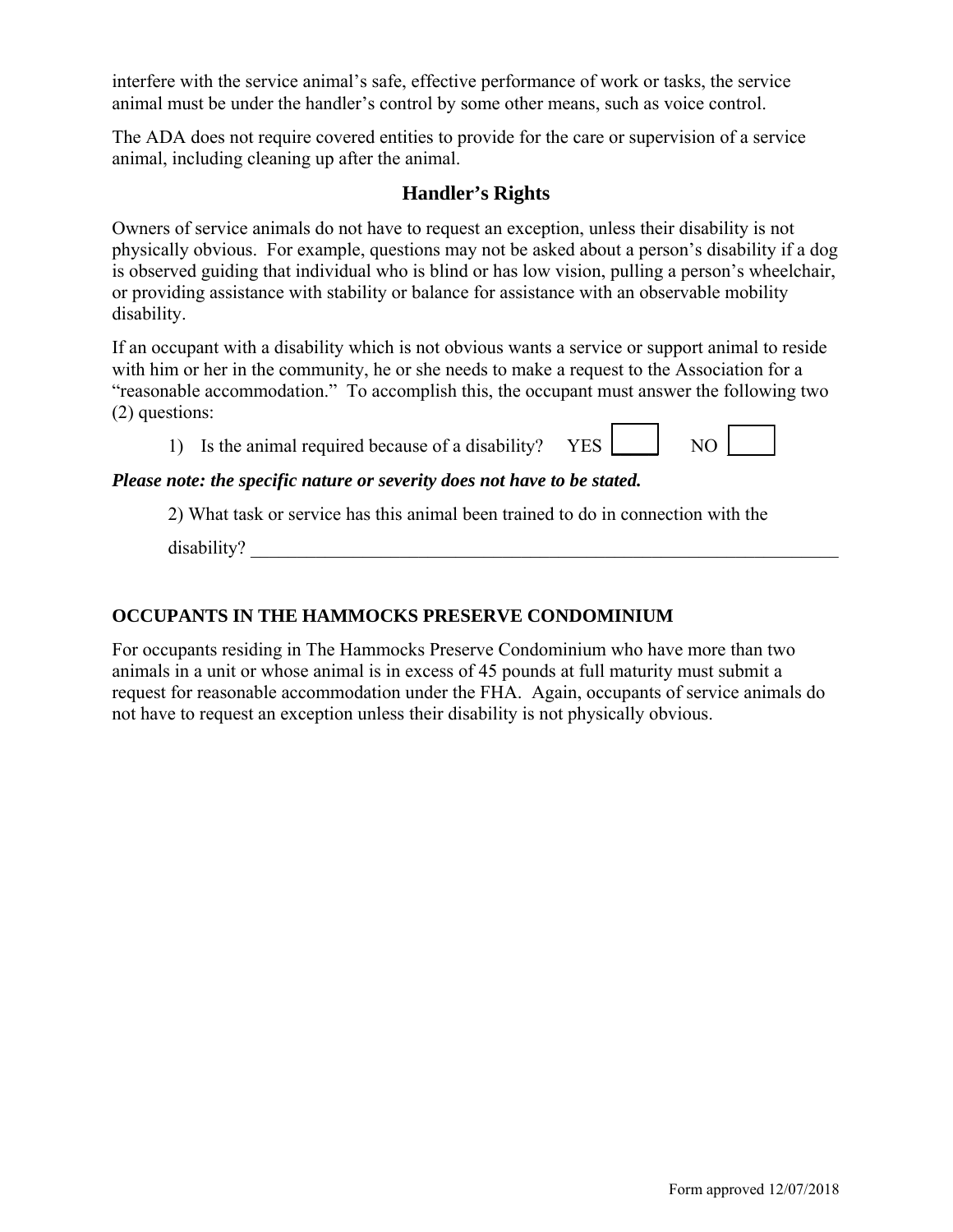interfere with the service animal's safe, effective performance of work or tasks, the service animal must be under the handler's control by some other means, such as voice control.

The ADA does not require covered entities to provide for the care or supervision of a service animal, including cleaning up after the animal.

## Handler's Rights

Owners of service animals do not have to request an exception, unless their disability is not physically obvious. For example, questions may not be asked about a person's disability if a dog is observed guiding that individual who is blind or has low vision, pulling a person's wheelchair, or providing assistance with stability or balance for assistance with an observable mobility disability.

If an occupant with a disability which is not obvious wants a service or support animal to reside with him or her in the community, he or she needs to make a request to the Association for a "reasonable accommodation." To accomplish this, the occupant must answer the following two (2) questions:

1) Is the animal required because of a disability? YES ☐ NO ☐

***Please note: the specific nature or severity does not have to be stated.***

2) What task or service has this animal been trained to do in connection with the disability? ____________________________________________________________________

### OCCUPANTS IN THE HAMMOCKS PRESERVE CONDOMINIUM

For occupants residing in The Hammocks Preserve Condominium who have more than two animals in a unit or whose animal is in excess of 45 pounds at full maturity must submit a request for reasonable accommodation under the FHA. Again, occupants of service animals do not have to request an exception unless their disability is not physically obvious.

Form approved 12/07/2018